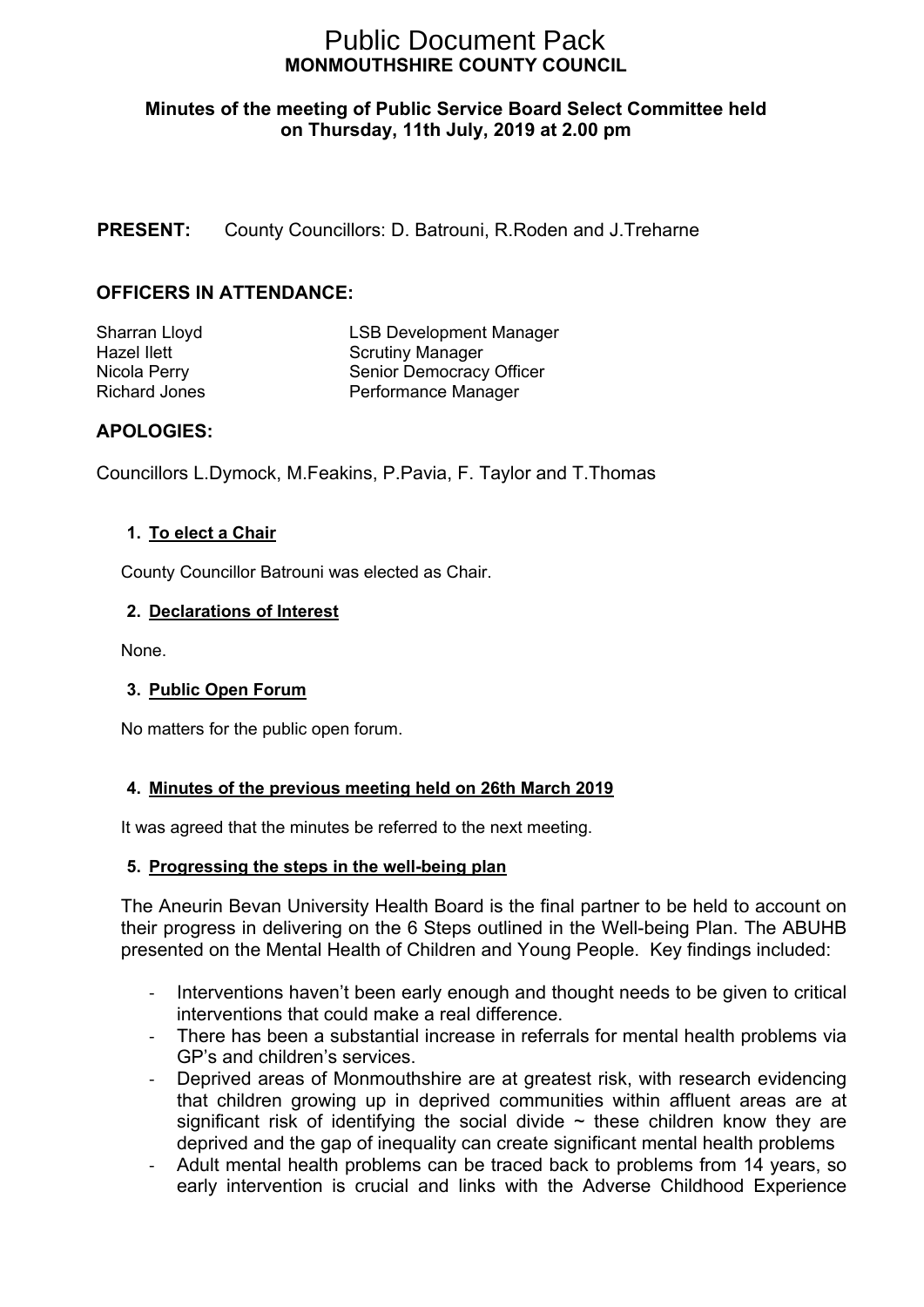# Public Document Pack
## MONMOUTHSHIRE COUNTY COUNCIL

**Minutes of the meeting of Public Service Board Select Committee held on Thursday, 11th July, 2019 at 2.00 pm**

**PRESENT:** County Councillors: D. Batrouni, R.Roden and J.Treharne

**OFFICERS IN ATTENDANCE:**

| | |
|---|---|
| Sharran Lloyd | LSB Development Manager |
| Hazel Ilett | Scrutiny Manager |
| Nicola Perry | Senior Democracy Officer |
| Richard Jones | Performance Manager |

**APOLOGIES:**

Councillors L.Dymock, M.Feakins, P.Pavia, F. Taylor and T.Thomas

**1. To elect a Chair**

County Councillor Batrouni was elected as Chair.

**2. Declarations of Interest**

None.

**3. Public Open Forum**

No matters for the public open forum.

**4. Minutes of the previous meeting held on 26th March 2019**

It was agreed that the minutes be referred to the next meeting.

**5. Progressing the steps in the well-being plan**

The Aneurin Bevan University Health Board is the final partner to be held to account on their progress in delivering on the 6 Steps outlined in the Well-being Plan. The ABUHB presented on the Mental Health of Children and Young People. Key findings included:

- Interventions haven't been early enough and thought needs to be given to critical interventions that could make a real difference.
- There has been a substantial increase in referrals for mental health problems via GP's and children's services.
- Deprived areas of Monmouthshire are at greatest risk, with research evidencing that children growing up in deprived communities within affluent areas are at significant risk of identifying the social divide ~ these children know they are deprived and the gap of inequality can create significant mental health problems
- Adult mental health problems can be traced back to problems from 14 years, so early intervention is crucial and links with the Adverse Childhood Experience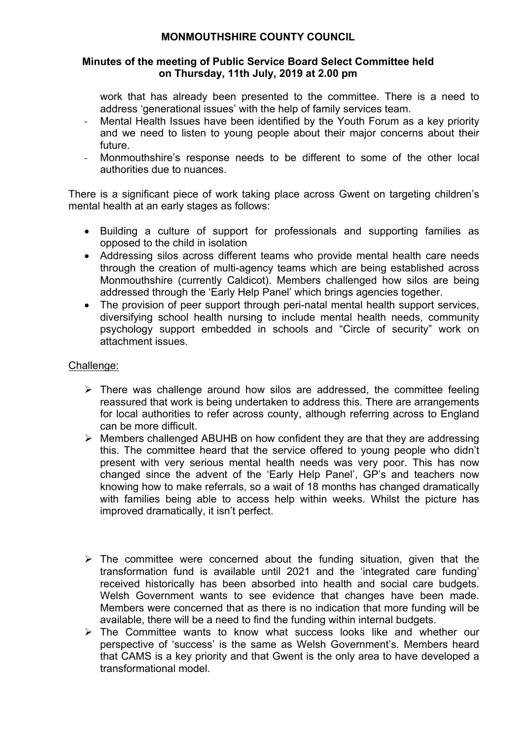work that has already been presented to the committee. There is a need to address 'generational issues' with the help of family services team.
- Mental Health Issues have been identified by the Youth Forum as a key priority and we need to listen to young people about their major concerns about their future.
- Monmouthshire's response needs to be different to some of the other local authorities due to nuances.

There is a significant piece of work taking place across Gwent on targeting children's mental health at an early stages as follows:

- Building a culture of support for professionals and supporting families as opposed to the child in isolation
- Addressing silos across different teams who provide mental health care needs through the creation of multi-agency teams which are being established across Monmouthshire (currently Caldicot). Members challenged how silos are being addressed through the 'Early Help Panel' which brings agencies together.
- The provision of peer support through peri-natal mental health support services, diversifying school health nursing to include mental health needs, community psychology support embedded in schools and "Circle of security" work on attachment issues.

Challenge:

- There was challenge around how silos are addressed, the committee feeling reassured that work is being undertaken to address this. There are arrangements for local authorities to refer across county, although referring across to England can be more difficult.
- Members challenged ABUHB on how confident they are that they are addressing this. The committee heard that the service offered to young people who didn't present with very serious mental health needs was very poor. This has now changed since the advent of the 'Early Help Panel', GP's and teachers now knowing how to make referrals, so a wait of 18 months has changed dramatically with families being able to access help within weeks. Whilst the picture has improved dramatically, it isn't perfect.
- The committee were concerned about the funding situation, given that the transformation fund is available until 2021 and the 'integrated care funding' received historically has been absorbed into health and social care budgets. Welsh Government wants to see evidence that changes have been made. Members were concerned that as there is no indication that more funding will be available, there will be a need to find the funding within internal budgets.
- The Committee wants to know what success looks like and whether our perspective of 'success' is the same as Welsh Government's. Members heard that CAMS is a key priority and that Gwent is the only area to have developed a transformational model.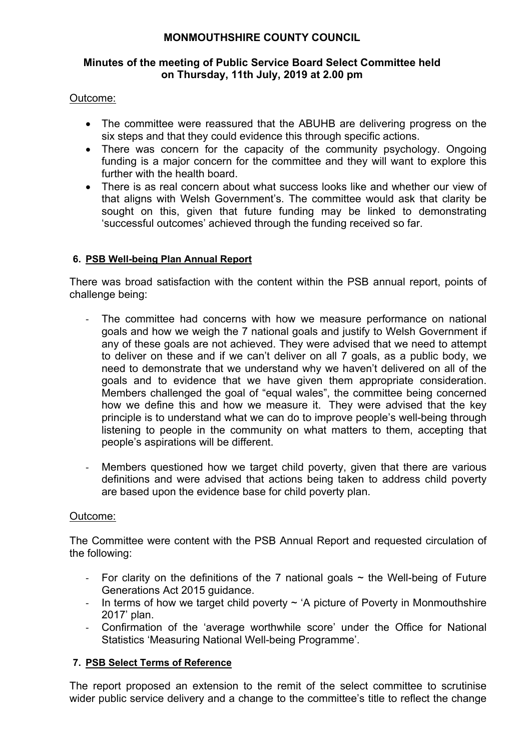# MONMOUTHSHIRE COUNTY COUNCIL

## Minutes of the meeting of Public Service Board Select Committee held on Thursday, 11th July, 2019 at 2.00 pm

Outcome:

- The committee were reassured that the ABUHB are delivering progress on the six steps and that they could evidence this through specific actions.
- There was concern for the capacity of the community psychology. Ongoing funding is a major concern for the committee and they will want to explore this further with the health board.
- There is as real concern about what success looks like and whether our view of that aligns with Welsh Government's. The committee would ask that clarity be sought on this, given that future funding may be linked to demonstrating 'successful outcomes' achieved through the funding received so far.

### 6. PSB Well-being Plan Annual Report

There was broad satisfaction with the content within the PSB annual report, points of challenge being:

- The committee had concerns with how we measure performance on national goals and how we weigh the 7 national goals and justify to Welsh Government if any of these goals are not achieved. They were advised that we need to attempt to deliver on these and if we can't deliver on all 7 goals, as a public body, we need to demonstrate that we understand why we haven't delivered on all of the goals and to evidence that we have given them appropriate consideration. Members challenged the goal of "equal wales", the committee being concerned how we define this and how we measure it. They were advised that the key principle is to understand what we can do to improve people's well-being through listening to people in the community on what matters to them, accepting that people's aspirations will be different.
- Members questioned how we target child poverty, given that there are various definitions and were advised that actions being taken to address child poverty are based upon the evidence base for child poverty plan.

Outcome:

The Committee were content with the PSB Annual Report and requested circulation of the following:

- For clarity on the definitions of the 7 national goals ~ the Well-being of Future Generations Act 2015 guidance.
- In terms of how we target child poverty ~ 'A picture of Poverty in Monmouthshire 2017' plan.
- Confirmation of the 'average worthwhile score' under the Office for National Statistics 'Measuring National Well-being Programme'.

### 7. PSB Select Terms of Reference

The report proposed an extension to the remit of the select committee to scrutinise wider public service delivery and a change to the committee's title to reflect the change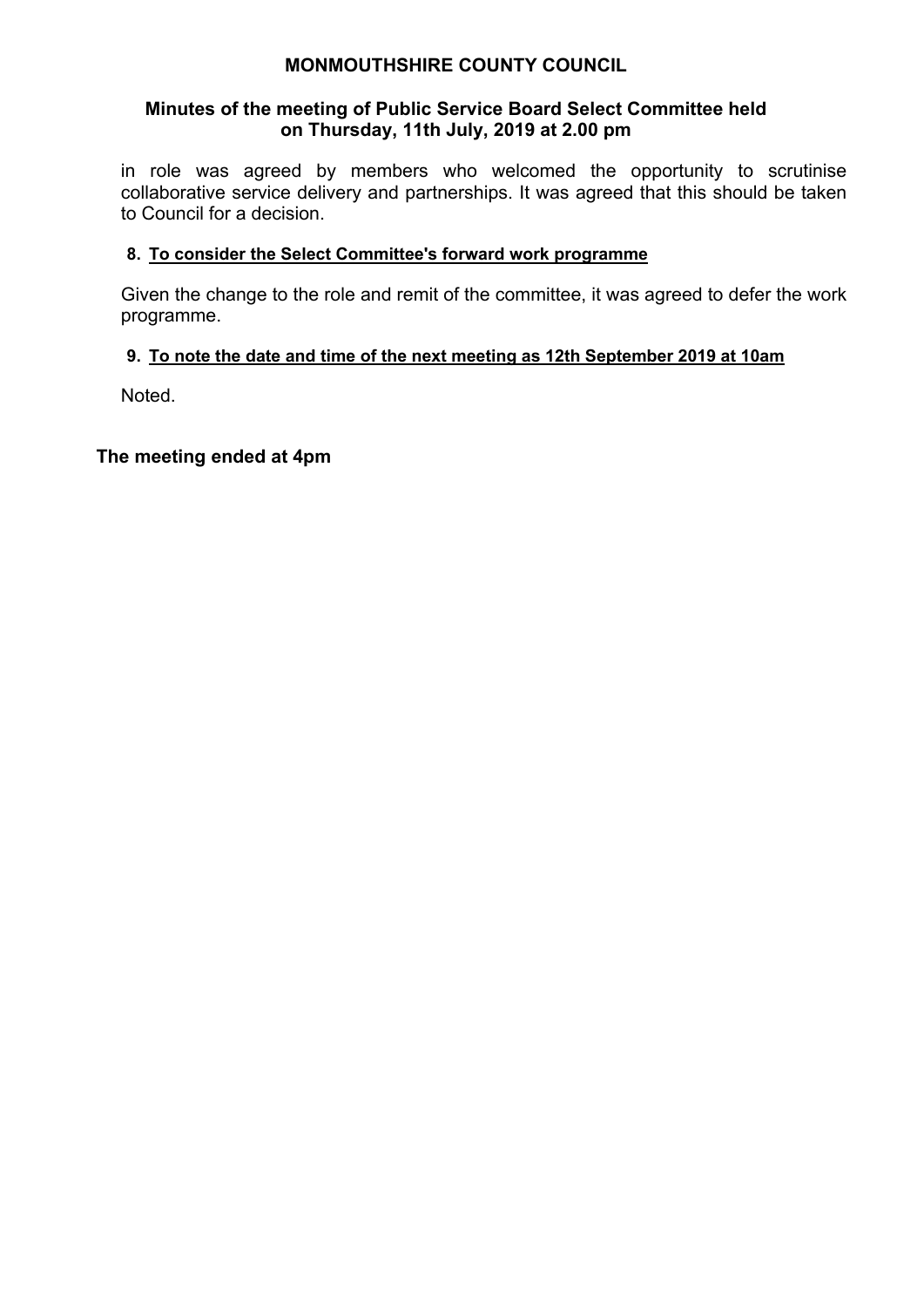# MONMOUTHSHIRE COUNTY COUNCIL

## Minutes of the meeting of Public Service Board Select Committee held on Thursday, 11th July, 2019 at 2.00 pm

in role was agreed by members who welcomed the opportunity to scrutinise collaborative service delivery and partnerships. It was agreed that this should be taken to Council for a decision.

### 8. To consider the Select Committee's forward work programme

Given the change to the role and remit of the committee, it was agreed to defer the work programme.

### 9. To note the date and time of the next meeting as 12th September 2019 at 10am

Noted.

**The meeting ended at 4pm**